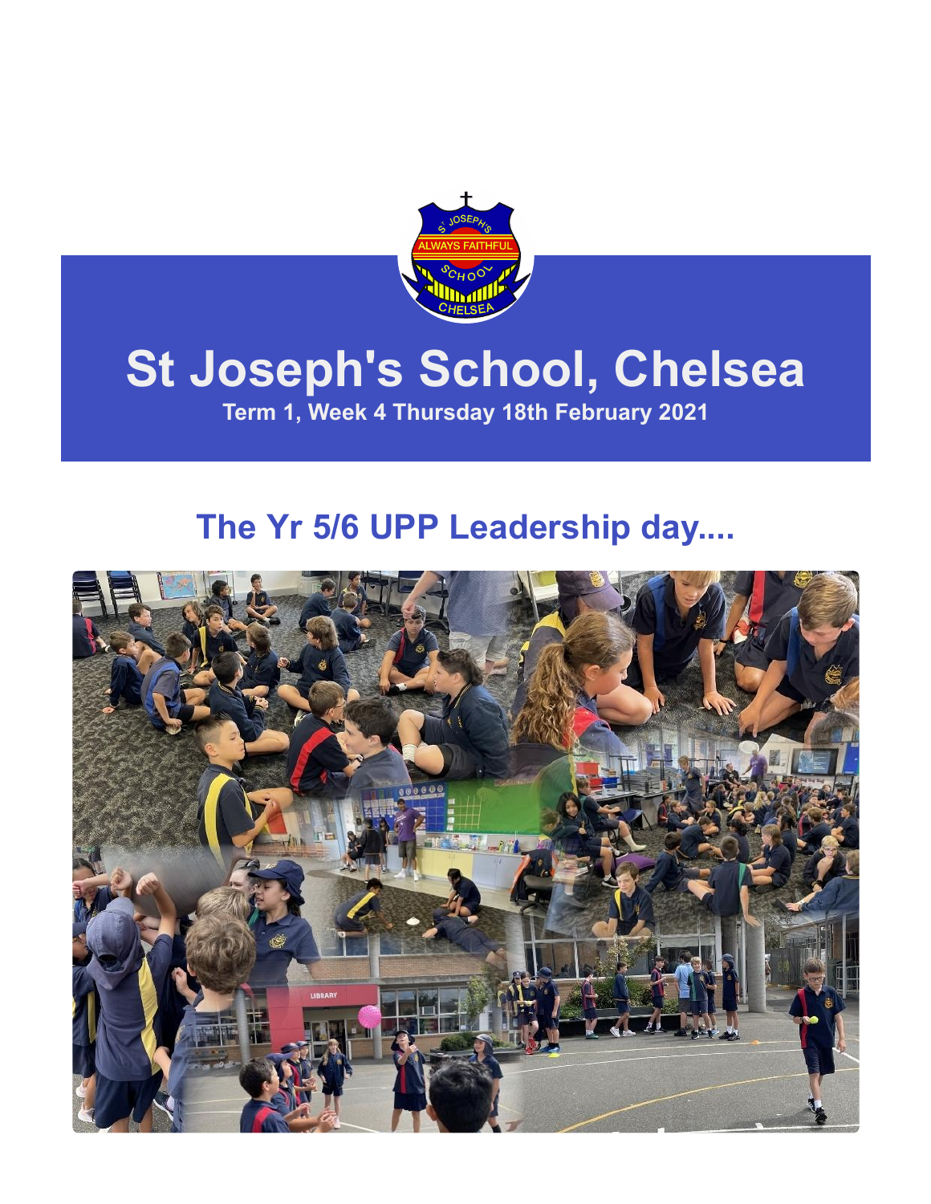# St Joseph's School, Chelsea

**Term 1, Week 4 Thursday 18th February 2021**

## The Yr 5/6 UPP Leadership day....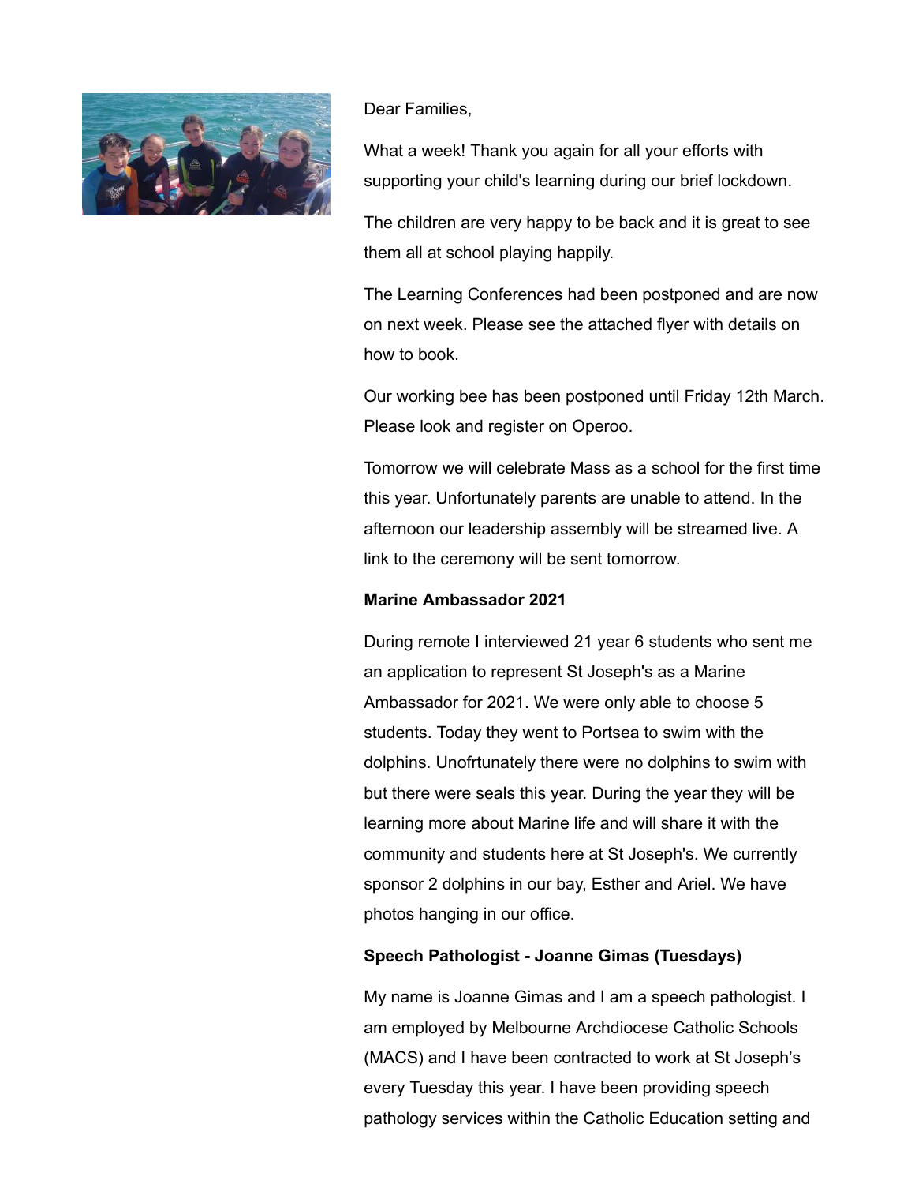Dear Families,

What a week! Thank you again for all your efforts with supporting your child's learning during our brief lockdown.

The children are very happy to be back and it is great to see them all at school playing happily.

The Learning Conferences had been postponed and are now on next week. Please see the attached flyer with details on how to book.

Our working bee has been postponed until Friday 12th March. Please look and register on Operoo.

Tomorrow we will celebrate Mass as a school for the first time this year. Unfortunately parents are unable to attend. In the afternoon our leadership assembly will be streamed live. A link to the ceremony will be sent tomorrow.

**Marine Ambassador 2021**

During remote I interviewed 21 year 6 students who sent me an application to represent St Joseph's as a Marine Ambassador for 2021. We were only able to choose 5 students. Today they went to Portsea to swim with the dolphins. Unofrtunately there were no dolphins to swim with but there were seals this year. During the year they will be learning more about Marine life and will share it with the community and students here at St Joseph's. We currently sponsor 2 dolphins in our bay, Esther and Ariel. We have photos hanging in our office.

**Speech Pathologist - Joanne Gimas (Tuesdays)**

My name is Joanne Gimas and I am a speech pathologist. I am employed by Melbourne Archdiocese Catholic Schools (MACS) and I have been contracted to work at St Joseph's every Tuesday this year. I have been providing speech pathology services within the Catholic Education setting and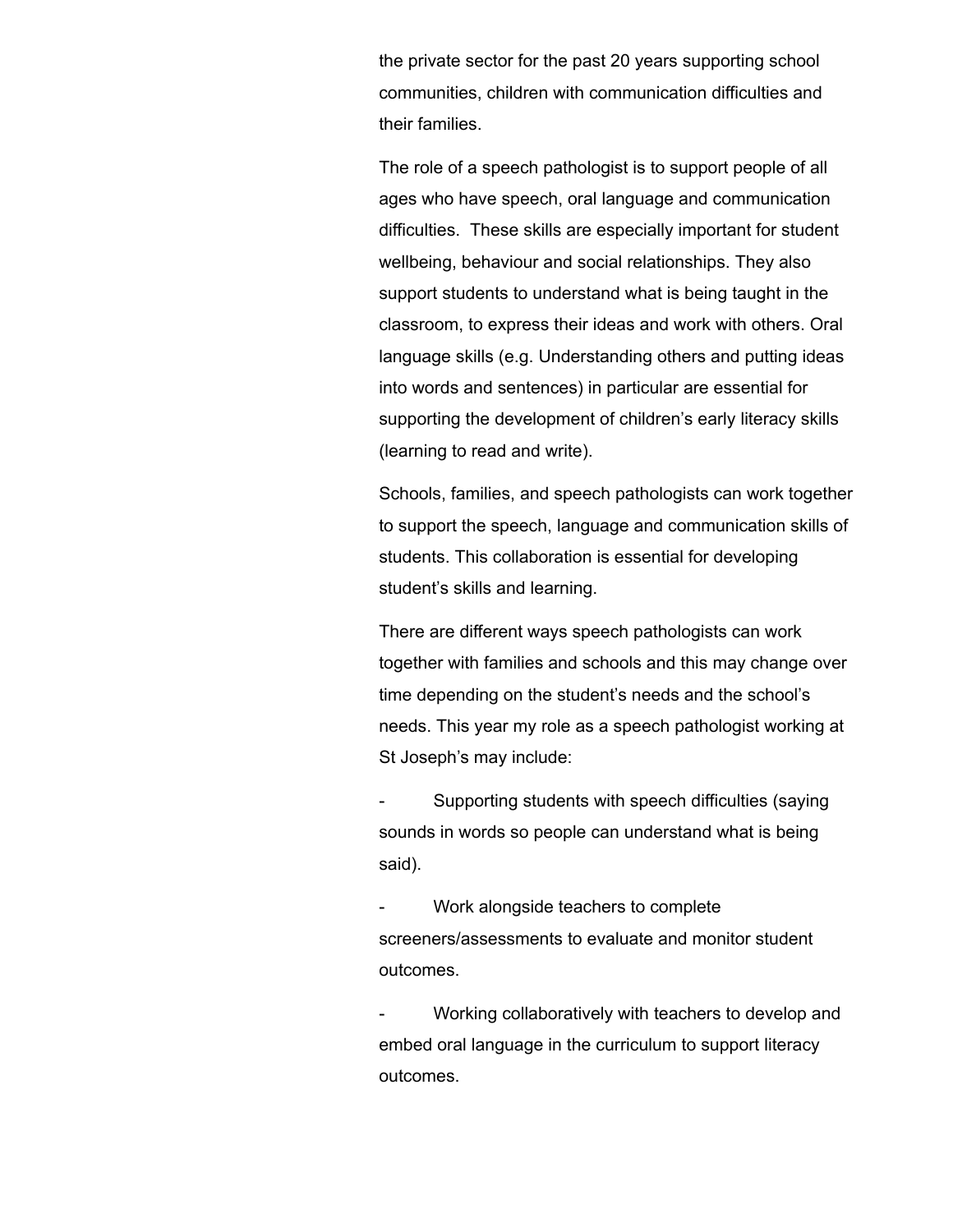the private sector for the past 20 years supporting school communities, children with communication difficulties and their families.

The role of a speech pathologist is to support people of all ages who have speech, oral language and communication difficulties.  These skills are especially important for student wellbeing, behaviour and social relationships. They also support students to understand what is being taught in the classroom, to express their ideas and work with others. Oral language skills (e.g. Understanding others and putting ideas into words and sentences) in particular are essential for supporting the development of children's early literacy skills (learning to read and write).

Schools, families, and speech pathologists can work together to support the speech, language and communication skills of students. This collaboration is essential for developing student's skills and learning.

There are different ways speech pathologists can work together with families and schools and this may change over time depending on the student's needs and the school's needs. This year my role as a speech pathologist working at St Joseph's may include:

- Supporting students with speech difficulties (saying sounds in words so people can understand what is being said).
- Work alongside teachers to complete screeners/assessments to evaluate and monitor student outcomes.
- Working collaboratively with teachers to develop and embed oral language in the curriculum to support literacy outcomes.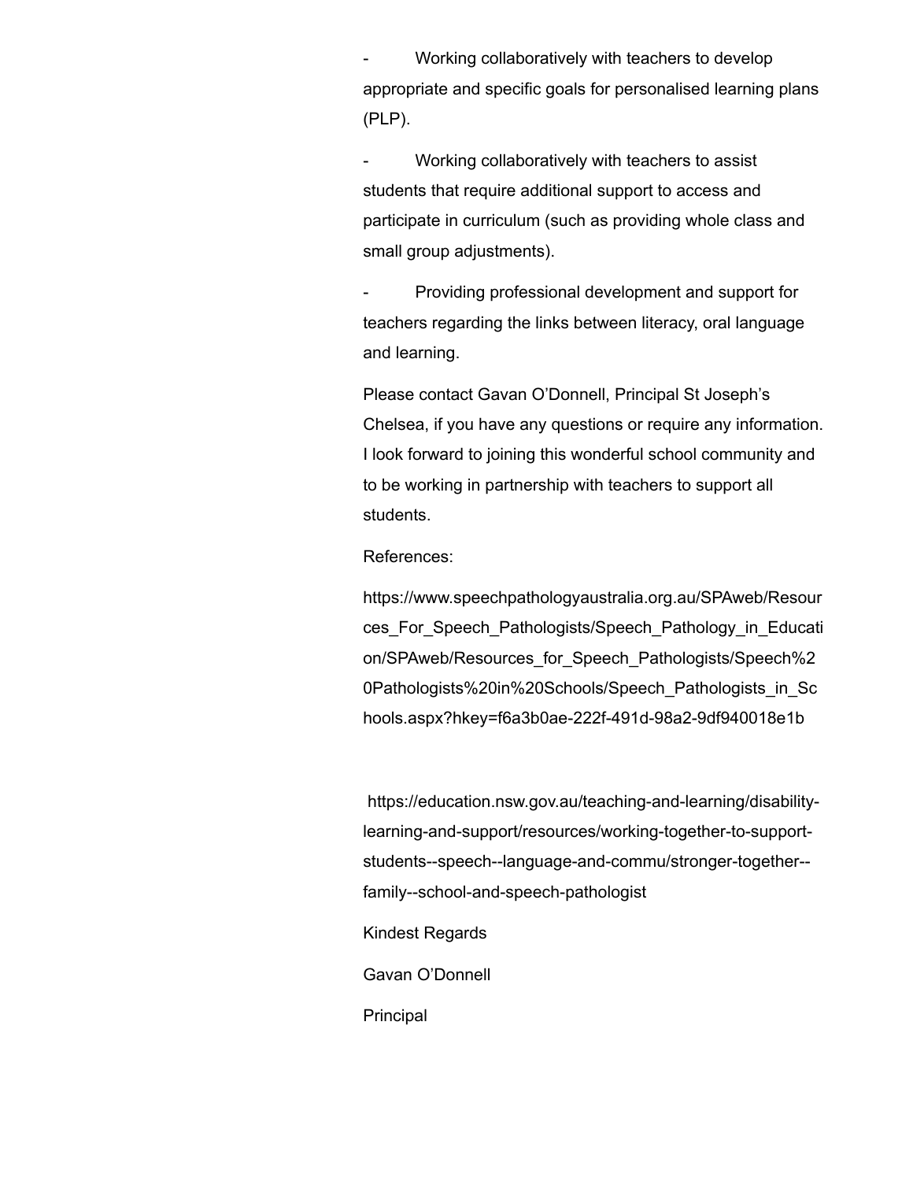- Working collaboratively with teachers to develop appropriate and specific goals for personalised learning plans (PLP).
- Working collaboratively with teachers to assist students that require additional support to access and participate in curriculum (such as providing whole class and small group adjustments).
- Providing professional development and support for teachers regarding the links between literacy, oral language and learning.

Please contact Gavan O'Donnell, Principal St Joseph's Chelsea, if you have any questions or require any information. I look forward to joining this wonderful school community and to be working in partnership with teachers to support all students.

References:

https://www.speechpathologyaustralia.org.au/SPAweb/Resources_For_Speech_Pathologists/Speech_Pathology_in_Education/SPAweb/Resources_for_Speech_Pathologists/Speech%20Pathologists%20in%20Schools/Speech_Pathologists_in_Schools.aspx?hkey=f6a3b0ae-222f-491d-98a2-9df940018e1b

https://education.nsw.gov.au/teaching-and-learning/disability-learning-and-support/resources/working-together-to-support-students--speech--language-and-commu/stronger-together--family--school-and-speech-pathologist

Kindest Regards

Gavan O'Donnell

Principal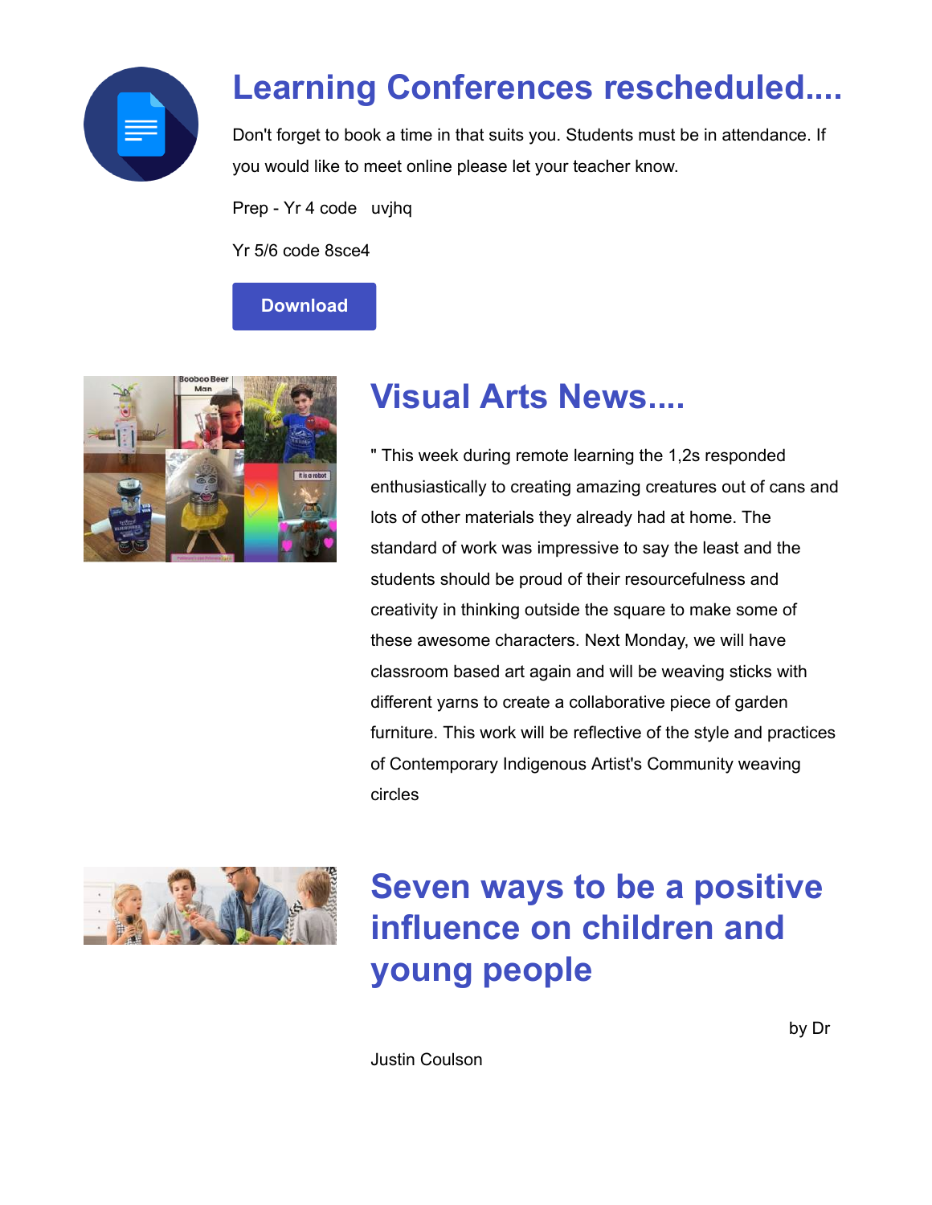## Learning Conferences rescheduled....

Don't forget to book a time in that suits you. Students must be in attendance. If you would like to meet online please let your teacher know.

Prep - Yr 4 code uvjhq

Yr 5/6 code 8sce4

Download

## Visual Arts News....

" This week during remote learning the 1,2s responded enthusiastically to creating amazing creatures out of cans and lots of other materials they already had at home. The standard of work was impressive to say the least and the students should be proud of their resourcefulness and creativity in thinking outside the square to make some of these awesome characters. Next Monday, we will have classroom based art again and will be weaving sticks with different yarns to create a collaborative piece of garden furniture. This work will be reflective of the style and practices of Contemporary Indigenous Artist's Community weaving circles

## Seven ways to be a positive influence on children and young people

by Dr Justin Coulson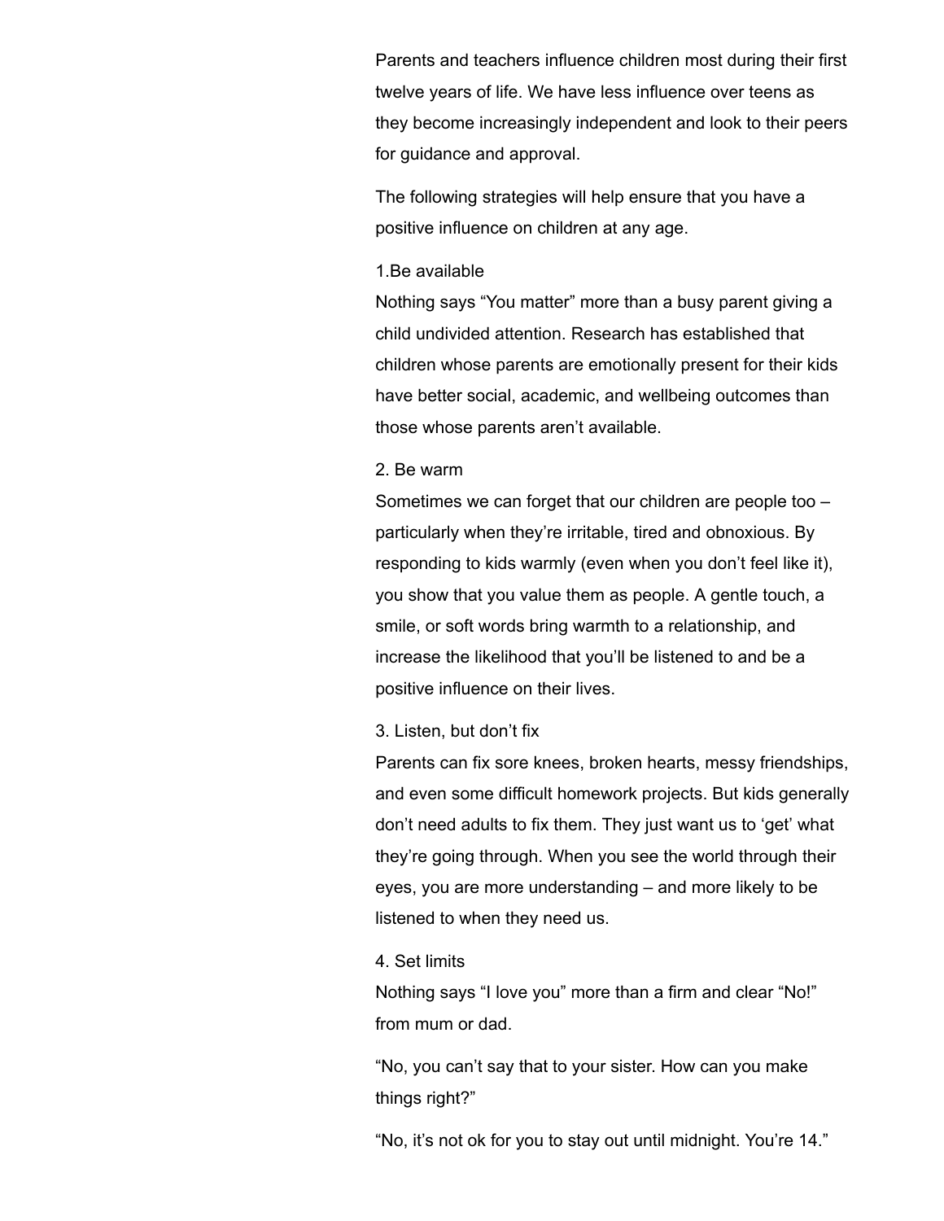Parents and teachers influence children most during their first twelve years of life. We have less influence over teens as they become increasingly independent and look to their peers for guidance and approval.

The following strategies will help ensure that you have a positive influence on children at any age.

### 1.Be available

Nothing says "You matter" more than a busy parent giving a child undivided attention. Research has established that children whose parents are emotionally present for their kids have better social, academic, and wellbeing outcomes than those whose parents aren't available.

### 2. Be warm

Sometimes we can forget that our children are people too – particularly when they're irritable, tired and obnoxious. By responding to kids warmly (even when you don't feel like it), you show that you value them as people. A gentle touch, a smile, or soft words bring warmth to a relationship, and increase the likelihood that you'll be listened to and be a positive influence on their lives.

### 3. Listen, but don't fix

Parents can fix sore knees, broken hearts, messy friendships, and even some difficult homework projects. But kids generally don't need adults to fix them. They just want us to 'get' what they're going through. When you see the world through their eyes, you are more understanding – and more likely to be listened to when they need us.

### 4. Set limits

Nothing says "I love you" more than a firm and clear "No!" from mum or dad.

"No, you can't say that to your sister. How can you make things right?"

"No, it's not ok for you to stay out until midnight. You're 14."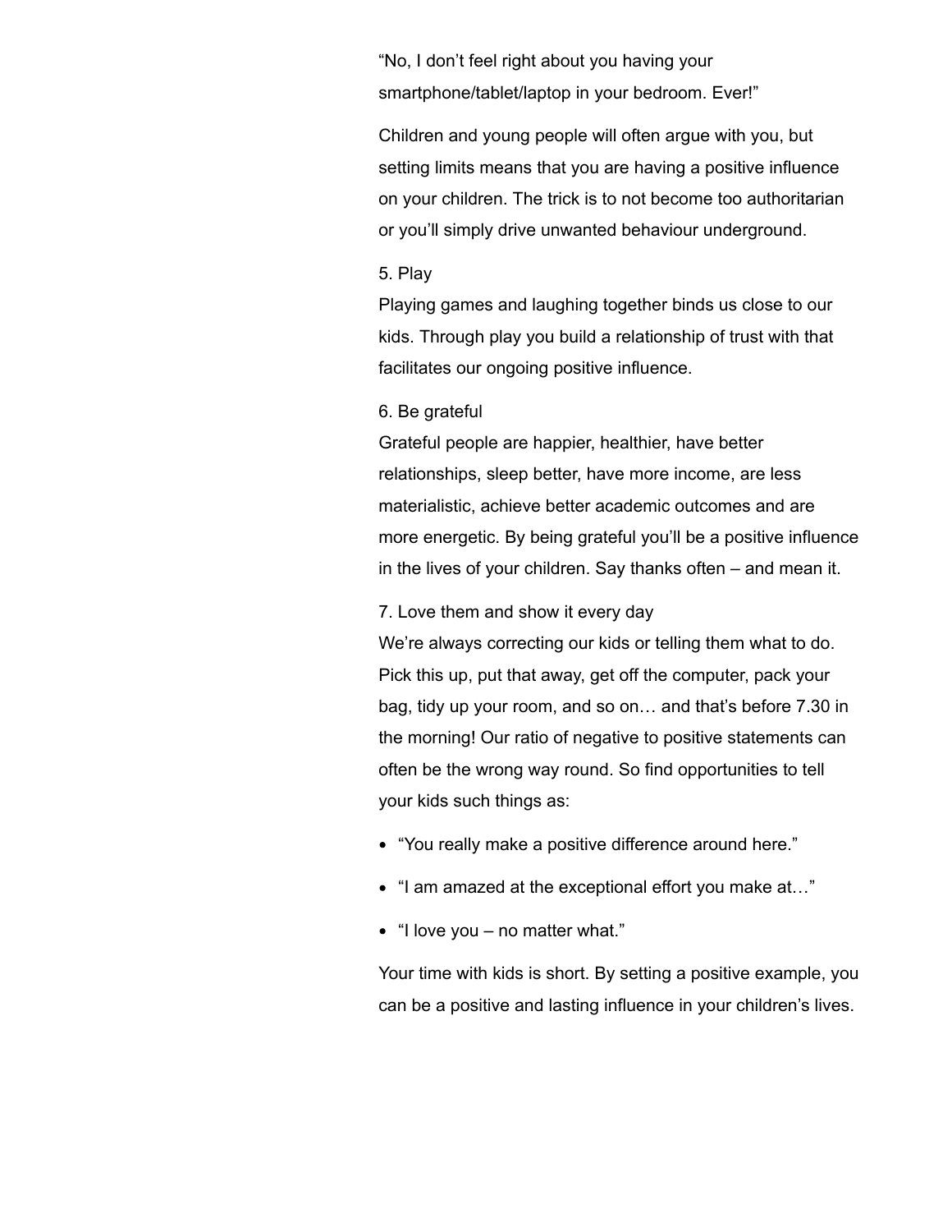"No, I don't feel right about you having your smartphone/tablet/laptop in your bedroom. Ever!"

Children and young people will often argue with you, but setting limits means that you are having a positive influence on your children. The trick is to not become too authoritarian or you'll simply drive unwanted behaviour underground.

5. Play
Playing games and laughing together binds us close to our kids. Through play you build a relationship of trust with that facilitates our ongoing positive influence.

6. Be grateful
Grateful people are happier, healthier, have better relationships, sleep better, have more income, are less materialistic, achieve better academic outcomes and are more energetic. By being grateful you'll be a positive influence in the lives of your children. Say thanks often – and mean it.

7. Love them and show it every day
We're always correcting our kids or telling them what to do. Pick this up, put that away, get off the computer, pack your bag, tidy up your room, and so on… and that's before 7.30 in the morning! Our ratio of negative to positive statements can often be the wrong way round. So find opportunities to tell your kids such things as:

- "You really make a positive difference around here."
- "I am amazed at the exceptional effort you make at…"
- "I love you – no matter what."

Your time with kids is short. By setting a positive example, you can be a positive and lasting influence in your children's lives.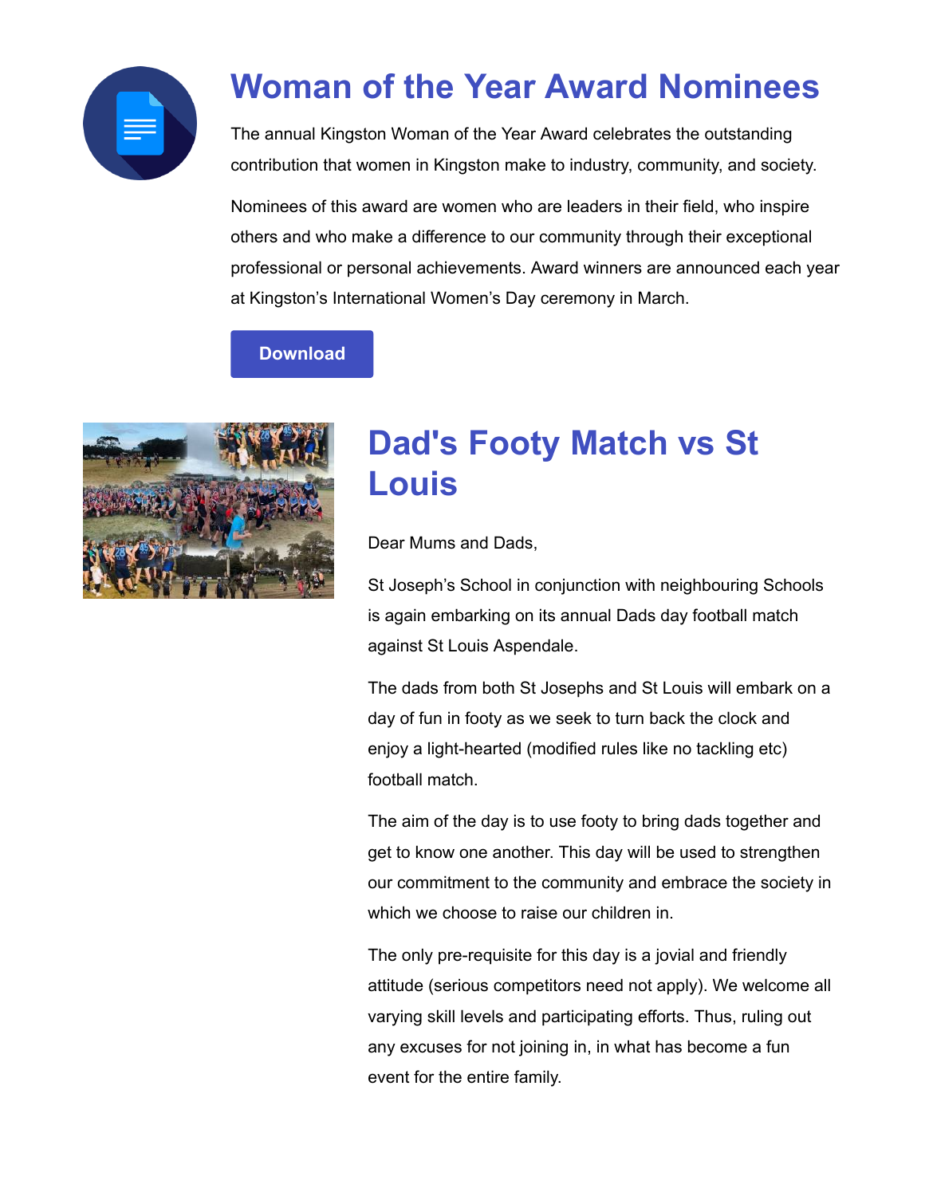# Woman of the Year Award Nominees

The annual Kingston Woman of the Year Award celebrates the outstanding contribution that women in Kingston make to industry, community, and society.

Nominees of this award are women who are leaders in their field, who inspire others and who make a difference to our community through their exceptional professional or personal achievements. Award winners are announced each year at Kingston's International Women's Day ceremony in March.

Download

# Dad's Footy Match vs St Louis

Dear Mums and Dads,

St Joseph's School in conjunction with neighbouring Schools is again embarking on its annual Dads day football match against St Louis Aspendale.

The dads from both St Josephs and St Louis will embark on a day of fun in footy as we seek to turn back the clock and enjoy a light-hearted (modified rules like no tackling etc) football match.

The aim of the day is to use footy to bring dads together and get to know one another. This day will be used to strengthen our commitment to the community and embrace the society in which we choose to raise our children in.

The only pre-requisite for this day is a jovial and friendly attitude (serious competitors need not apply). We welcome all varying skill levels and participating efforts. Thus, ruling out any excuses for not joining in, in what has become a fun event for the entire family.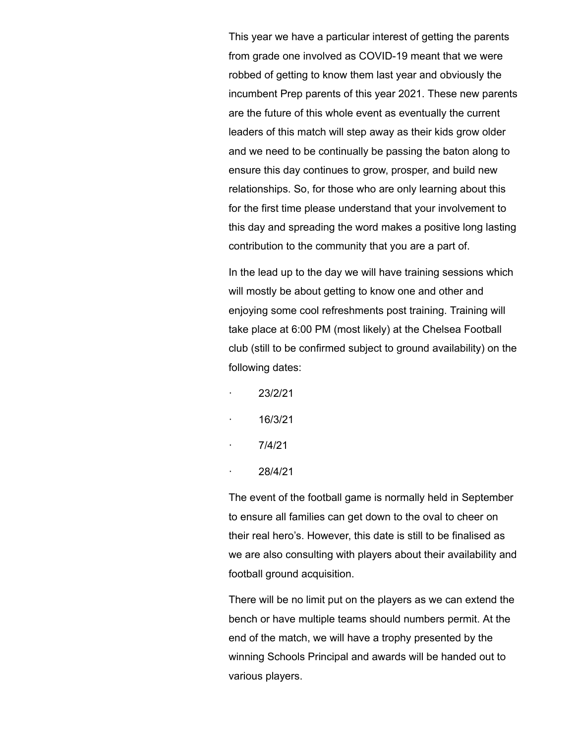This year we have a particular interest of getting the parents from grade one involved as COVID-19 meant that we were robbed of getting to know them last year and obviously the incumbent Prep parents of this year 2021. These new parents are the future of this whole event as eventually the current leaders of this match will step away as their kids grow older and we need to be continually be passing the baton along to ensure this day continues to grow, prosper, and build new relationships. So, for those who are only learning about this for the first time please understand that your involvement to this day and spreading the word makes a positive long lasting contribution to the community that you are a part of.

In the lead up to the day we will have training sessions which will mostly be about getting to know one and other and enjoying some cool refreshments post training. Training will take place at 6:00 PM (most likely) at the Chelsea Football club (still to be confirmed subject to ground availability) on the following dates:

- 23/2/21
- 16/3/21
- 7/4/21
- 28/4/21

The event of the football game is normally held in September to ensure all families can get down to the oval to cheer on their real hero's. However, this date is still to be finalised as we are also consulting with players about their availability and football ground acquisition.

There will be no limit put on the players as we can extend the bench or have multiple teams should numbers permit. At the end of the match, we will have a trophy presented by the winning Schools Principal and awards will be handed out to various players.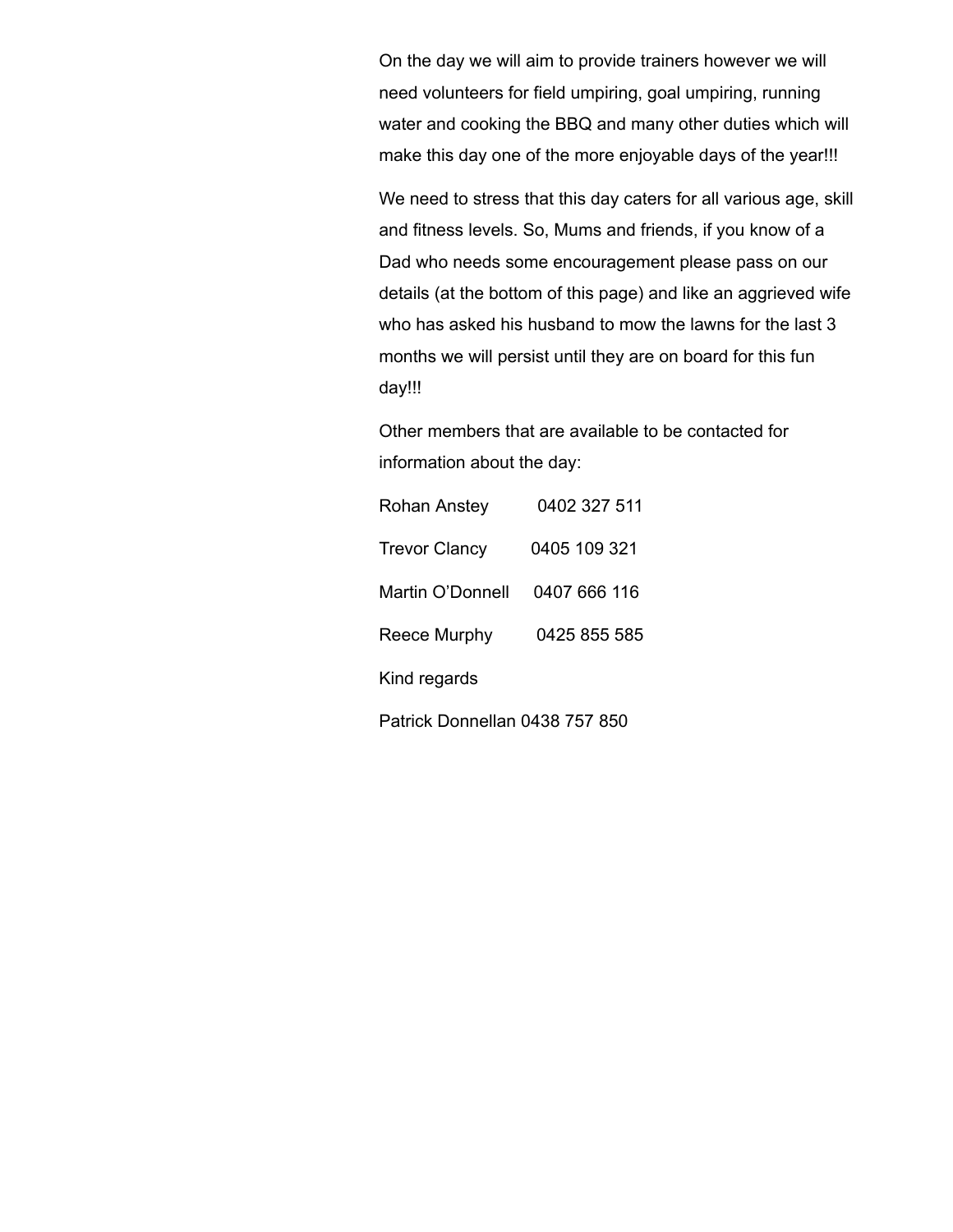On the day we will aim to provide trainers however we will need volunteers for field umpiring, goal umpiring, running water and cooking the BBQ and many other duties which will make this day one of the more enjoyable days of the year!!!

We need to stress that this day caters for all various age, skill and fitness levels. So, Mums and friends, if you know of a Dad who needs some encouragement please pass on our details (at the bottom of this page) and like an aggrieved wife who has asked his husband to mow the lawns for the last 3 months we will persist until they are on board for this fun day!!!

Other members that are available to be contacted for information about the day:

Rohan Anstey 0402 327 511

Trevor Clancy 0405 109 321

Martin O'Donnell 0407 666 116

Reece Murphy 0425 855 585

Kind regards

Patrick Donnellan 0438 757 850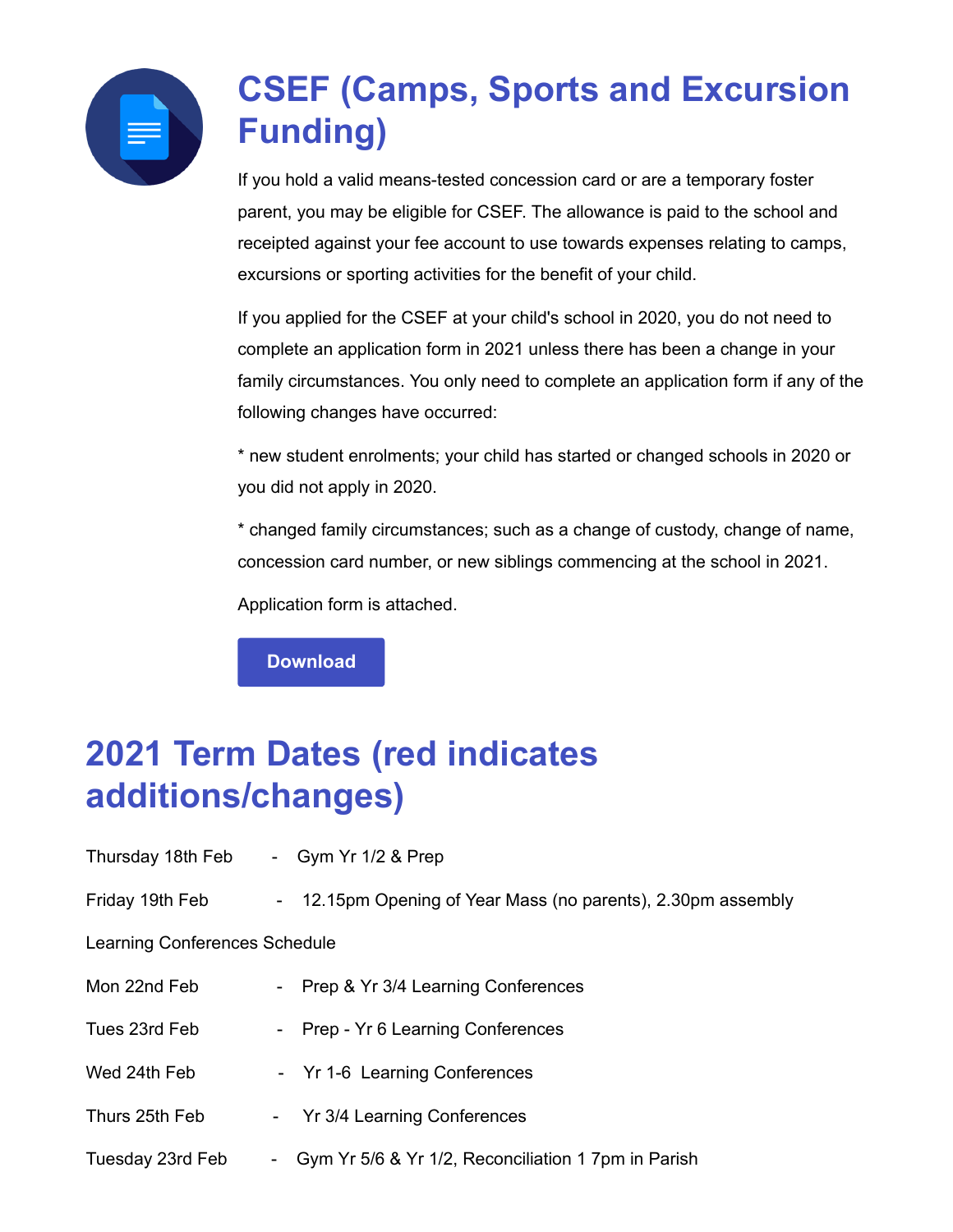# CSEF (Camps, Sports and Excursion Funding)

If you hold a valid means-tested concession card or are a temporary foster parent, you may be eligible for CSEF. The allowance is paid to the school and receipted against your fee account to use towards expenses relating to camps, excursions or sporting activities for the benefit of your child.

If you applied for the CSEF at your child's school in 2020, you do not need to complete an application form in 2021 unless there has been a change in your family circumstances. You only need to complete an application form if any of the following changes have occurred:

* new student enrolments; your child has started or changed schools in 2020 or you did not apply in 2020.

* changed family circumstances; such as a change of custody, change of name, concession card number, or new siblings commencing at the school in 2021.

Application form is attached.

Download

# 2021 Term Dates (red indicates additions/changes)

Thursday 18th Feb - Gym Yr 1/2 & Prep

Friday 19th Feb - 12.15pm Opening of Year Mass (no parents), 2.30pm assembly

Learning Conferences Schedule

Mon 22nd Feb - Prep & Yr 3/4 Learning Conferences

Tues 23rd Feb - Prep - Yr 6 Learning Conferences

Wed 24th Feb - Yr 1-6 Learning Conferences

Thurs 25th Feb - Yr 3/4 Learning Conferences

Tuesday 23rd Feb - Gym Yr 5/6 & Yr 1/2, Reconciliation 1 7pm in Parish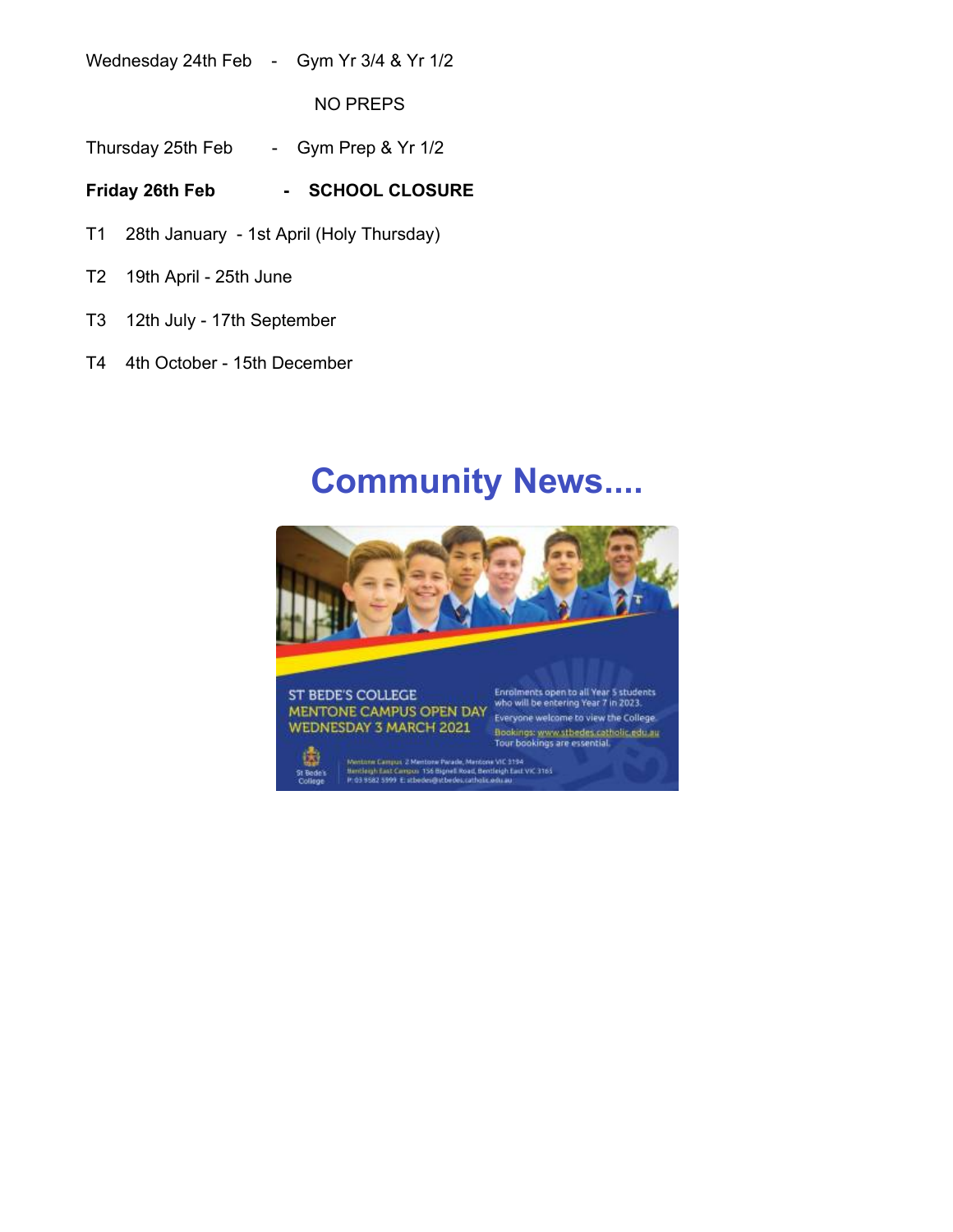Wednesday 24th Feb - Gym Yr 3/4 & Yr 1/2

NO PREPS

Thursday 25th Feb - Gym Prep & Yr 1/2

**Friday 26th Feb - SCHOOL CLOSURE**

T1 28th January - 1st April (Holy Thursday)

T2 19th April - 25th June

T3 12th July - 17th September

T4 4th October - 15th December

# Community News....

ST BEDE'S COLLEGE
MENTONE CAMPUS OPEN DAY
WEDNESDAY 3 MARCH 2021

Enrolments open to all Year 5 students who will be entering Year 7 in 2023.

Everyone welcome to view the College.

Bookings: www.stbedes.catholic.edu.au

Tour bookings are essential.

St Bede's College

Mentone Campus 2 Mentone Parade, Mentone VIC 3194
Bentleigh East Campus 156 Bignell Road, Bentleigh East VIC 3165
P: 03 9582 5999 E: stbedes@stbedes.catholic.edu.au